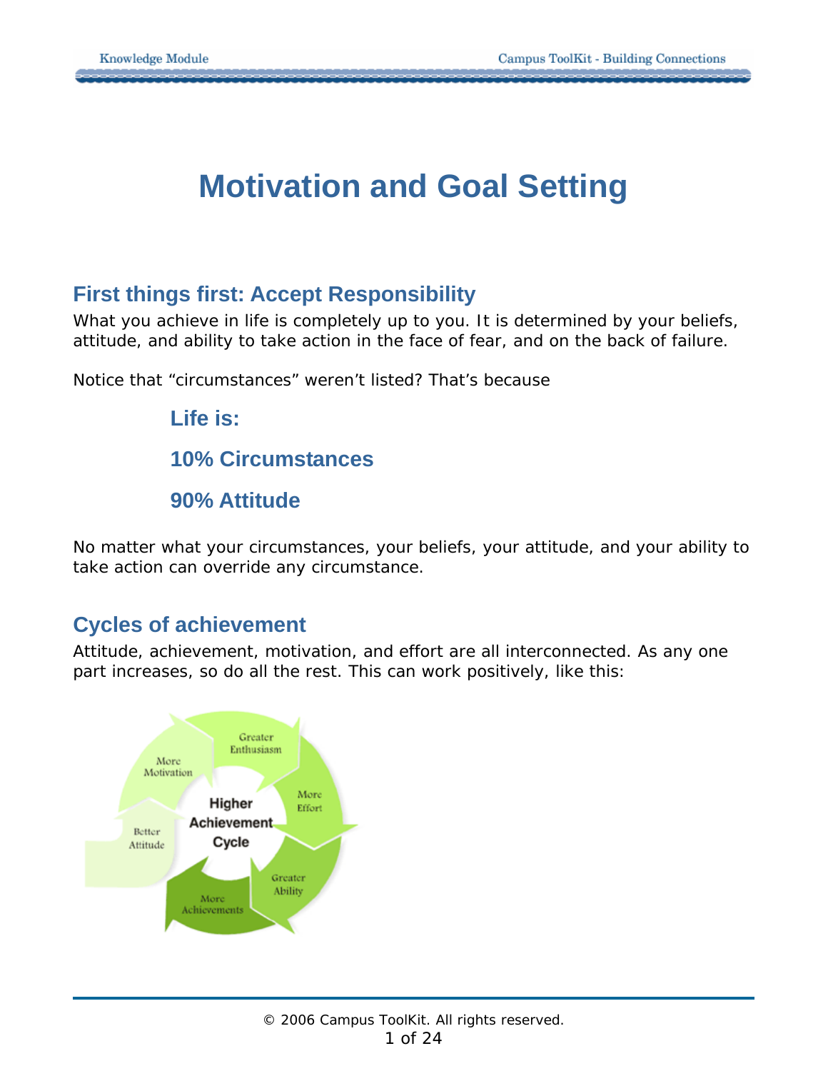# Motivation and Goal Setting

## First things first: Accept Responsibility

What you achieve in life is completely up to you. It is determined by your beliefs, attitude, and ability to take action in the face of fear, and on the back of failure.

Notice that "circumstances" weren't listed? That's because

### Life is:

### 10% Circumstances

### 90% Attitude

No matter what your circumstances, your beliefs, your attitude, and your ability to take action can override any circumstance.

## Cycles of achievement

Attitude, achievement, motivation, and effort are all interconnected. As any one part increases, so do all the rest. This can work positively, like this:

Higher Achievement Cycle

Greater Enthusiasm → More Effort → Greater Ability → More Achievements → Better Attitude → More Motivation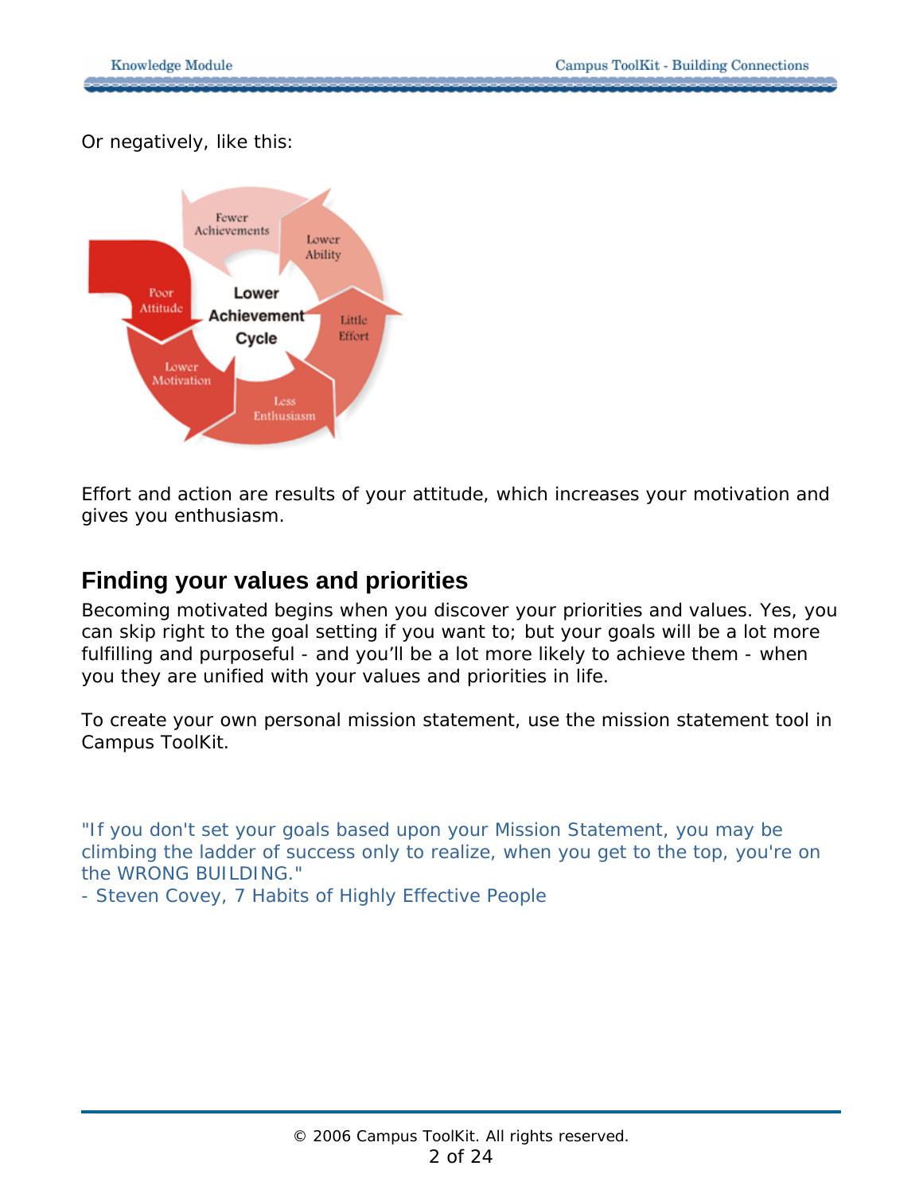Or negatively, like this:

Effort and action are results of your attitude, which increases your motivation and gives you enthusiasm.

## Finding your values and priorities

Becoming motivated begins when you discover your priorities and values. Yes, you can skip right to the goal setting if you want to; but your goals will be a lot more fulfilling and purposeful - and you'll be a lot more likely to achieve them - when you they are unified with your values and priorities in life.

To create your own personal mission statement, use the mission statement tool in Campus ToolKit.

"If you don't set your goals based upon your Mission Statement, you may be climbing the ladder of success only to realize, when you get to the top, you're on the WRONG BUILDING."
- Steven Covey, 7 Habits of Highly Effective People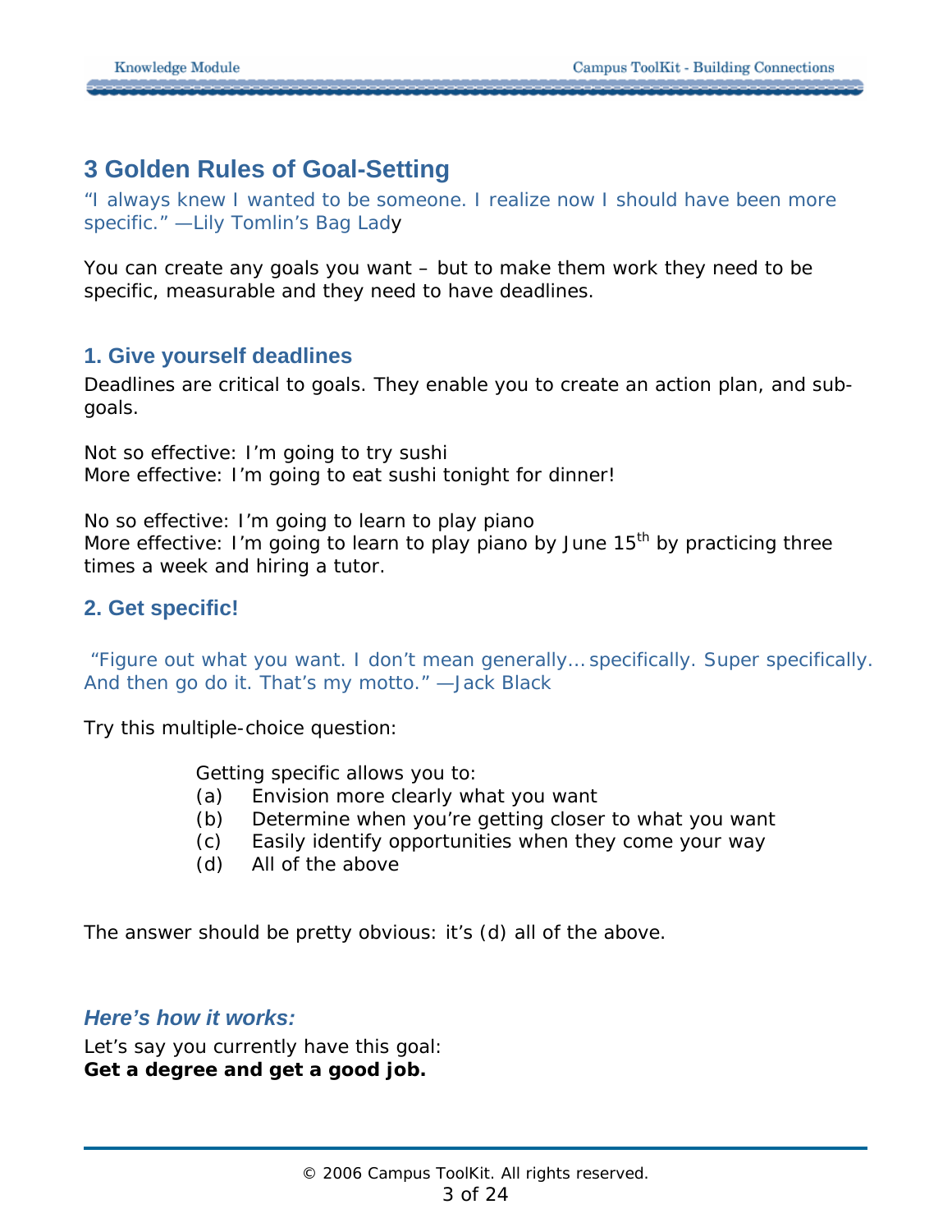## 3 Golden Rules of Goal-Setting

"I always knew I wanted to be someone. I realize now I should have been more specific." —Lily Tomlin's Bag Lady

You can create any goals you want – but to make them work they need to be specific, measurable and they need to have deadlines.

### 1. Give yourself deadlines

Deadlines are critical to goals. They enable you to create an action plan, and sub-goals.

Not so effective: I'm going to try sushi
More effective: I'm going to eat sushi tonight for dinner!

No so effective: I'm going to learn to play piano
More effective: I'm going to learn to play piano by June 15th by practicing three times a week and hiring a tutor.

### 2. Get specific!

"Figure out what you want. I don't mean generally… specifically. Super specifically. And then go do it. That's my motto." —Jack Black

Try this multiple-choice question:

Getting specific allows you to:
- (a) Envision more clearly what you want
- (b) Determine when you're getting closer to what you want
- (c) Easily identify opportunities when they come your way
- (d) All of the above

The answer should be pretty obvious: it's (d) all of the above.

### *Here's how it works:*

Let's say you currently have this goal:
**Get a degree and get a good job.**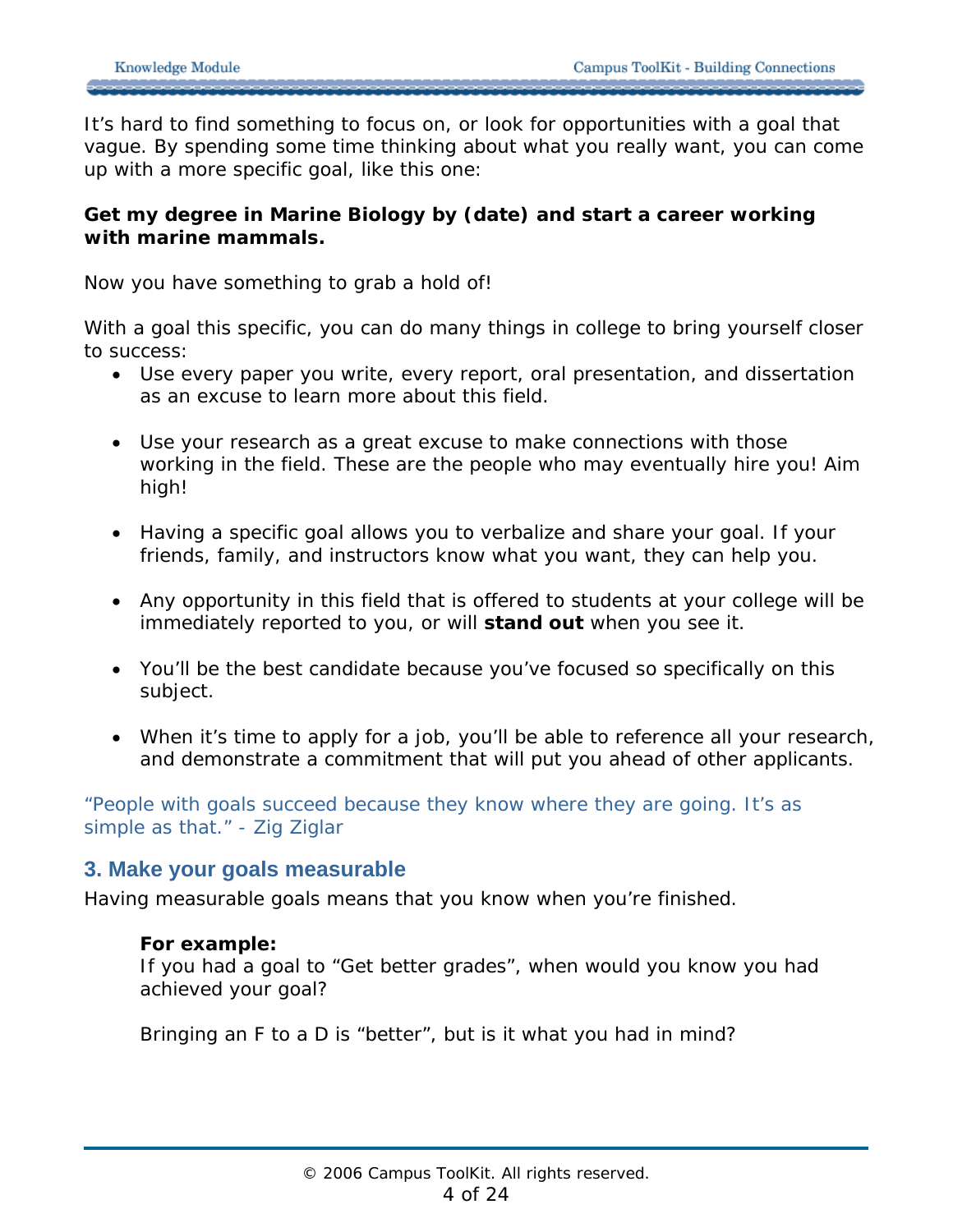It's hard to find something to focus on, or look for opportunities with a goal that vague. By spending some time thinking about what you really want, you can come up with a more specific goal, like this one:

**Get my degree in Marine Biology by (date) and start a career working with marine mammals.**

Now you have something to grab a hold of!

With a goal this specific, you can do many things in college to bring yourself closer to success:

- Use every paper you write, every report, oral presentation, and dissertation as an excuse to learn more about this field.
- Use your research as a great excuse to make connections with those working in the field. These are the people who may eventually hire you! Aim high!
- Having a specific goal allows you to verbalize and share your goal. If your friends, family, and instructors know what you want, they can help you.
- Any opportunity in this field that is offered to students at your college will be immediately reported to you, or will **stand out** when you see it.
- You'll be the best candidate because you've focused so specifically on this subject.
- When it's time to apply for a job, you'll be able to reference all your research, and demonstrate a commitment that will put you ahead of other applicants.

"People with goals succeed because they know where they are going. It's as simple as that." - Zig Ziglar

## 3. Make your goals measurable

Having measurable goals means that you know when you're finished.

> **For example:**
> If you had a goal to "Get better grades", when would you know you had achieved your goal?
>
> Bringing an F to a D is "better", but is it what you had in mind?